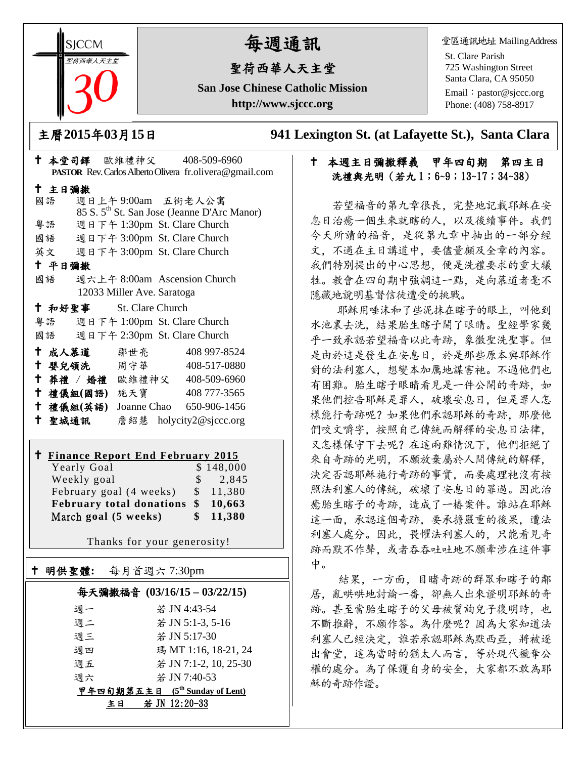SJCCM 聖荷西華人天主堂 30

# 每週通訊

## 聖荷西華人天主堂

**San Jose Chinese Catholic Mission**

**http://www.sjccc.org**

堂區通訊地址 MailingAddress
St. Clare Parish
725 Washington Street
Santa Clara, CA 95050
Email：pastor@sjccc.org
Phone: (408) 758-8917

**主曆2015年03月15日**　　**941 Lexington St. (at Lafayette St.), Santa Clara**

✝ **本堂司鐸** 歐維禮神父 408-509-6960
**PASTOR** Rev. Carlos Alberto Olivera fr.olivera@gmail.com

✝ **主日彌撒**
國語 週日上午 9:00am 五街老人公寓
85 S. 5th St. San Jose (Jeanne D'Arc Manor)
粵語 週日下午 1:30pm St. Clare Church
國語 週日下午 3:00pm St. Clare Church
英文 週日下午 3:00pm St. Clare Church

✝ **平日彌撒**
國語 週六上午 8:00am Ascension Church
12033 Miller Ave. Saratoga

✝ **和好聖事** St. Clare Church
粵語 週日下午 1:00pm St. Clare Church
國語 週日下午 2:30pm St. Clare Church

✝ **成人慕道** 鄒世亮 408 997-8524
✝ **嬰兒領洗** 周守華 408-517-0880
✝ **葬禮 / 婚禮** 歐維禮神父 408-509-6960
✝ **禮儀組(國語)** 施天寶 408 777-3565
✝ **禮儀組(英語)** Joanne Chao 650-906-1456
✝ **聖城通訊** 詹紹慧 holycity2@sjccc.org

✝ **Finance Report End February 2015**

| | |
|---|---|
| Yearly Goal | $ 148,000 |
| Weekly goal | $ 2,845 |
| February goal (4 weeks) | $ 11,380 |
| **February total donations** | **$ 10,663** |
| **March goal (5 weeks)** | **$ 11,380** |

Thanks for your generosity!

✝ **明供聖體:** 每月首週六 7:30pm

**每天彌撒福音 (03/16/15 – 03/22/15)**

| | |
|---|---|
| 週一 | 若 JN 4:43-54 |
| 週二 | 若 JN 5:1-3, 5-16 |
| 週三 | 若 JN 5:17-30 |
| 週四 | 瑪 MT 1:16, 18-21, 24 |
| 週五 | 若 JN 7:1-2, 10, 25-30 |
| 週六 | 若 JN 7:40-53 |

**甲年四旬期第五主日 (5th Sunday of Lent)**
**主日 若 JN 12:20-33**

✝ **本週主日彌撒釋義 甲年四旬期 第四主日**
**洗禮與光明（若九 1；6~9；13~17；34~38）**

若望福音的第九章很長，完整地記載耶穌在安息日治癒一個生來就瞎的人，以及後續事件。我們今天所讀的福音，是從第九章中抽出的一部分經文，不過在主日講道中，要儘量顧及全章的內容。我們特別提出的中心思想，便是洗禮要求的重大犧牲。教會在四旬期中強調這一點，是向慕道者毫不隱藏地說明基督信徒遭受的挑戰。

耶穌用唾沫和了些泥抹在瞎子的眼上，叫他到水池裏去洗，結果胎生瞎子開了眼睛。聖經學家幾乎一致承認若望福音以此奇跡，象徵聖洗聖事。但是由於這是發生在安息日，於是那些原本與耶穌作對的法利塞人，想變本加厲地謀害祂。不過他們也有困難。胎生瞎子眼睛看見是一件公開的奇跡，如果他們控告耶穌是罪人，破壞安息日，但是罪人怎樣能行奇跡呢？如果他們承認耶穌的奇跡，那麼他們咬文嚼字，按照自己傳統而解釋的安息日法律，又怎樣保守下去呢？在這兩難情況下，他們拒絕了來自奇跡的光明，不願放棄屬於人間傳統的解釋，決定否認耶穌施行奇跡的事實，而要處理祂沒有按照法利塞人的傳統，破壞了安息日的罪過。因此治癒胎生瞎子的奇跡，造成了一樁案件。誰站在耶穌這一面，承認這個奇跡，要承擔嚴重的後果，遭法利塞人處分。因此，畏懼法利塞人的，只能看見奇跡而默不作聲，或者吞吞吐吐地不願牽涉在這件事中。

結果，一方面，目睹奇跡的群眾和瞎子的鄰居，亂哄哄地討論一番，卻無人出來證明耶穌的奇跡。甚至當胎生瞎子的父母被質詢兒子復明時，也不斷推辭，不願作答。為什麼呢？因為大家知道法利塞人已經決定，誰若承認耶穌為默西亞，將被逐出會堂，這為當時的猶太人而言，等於現代褫奪公權的處分。為了保護自身的安全，大家都不敢為耶穌的奇跡作證。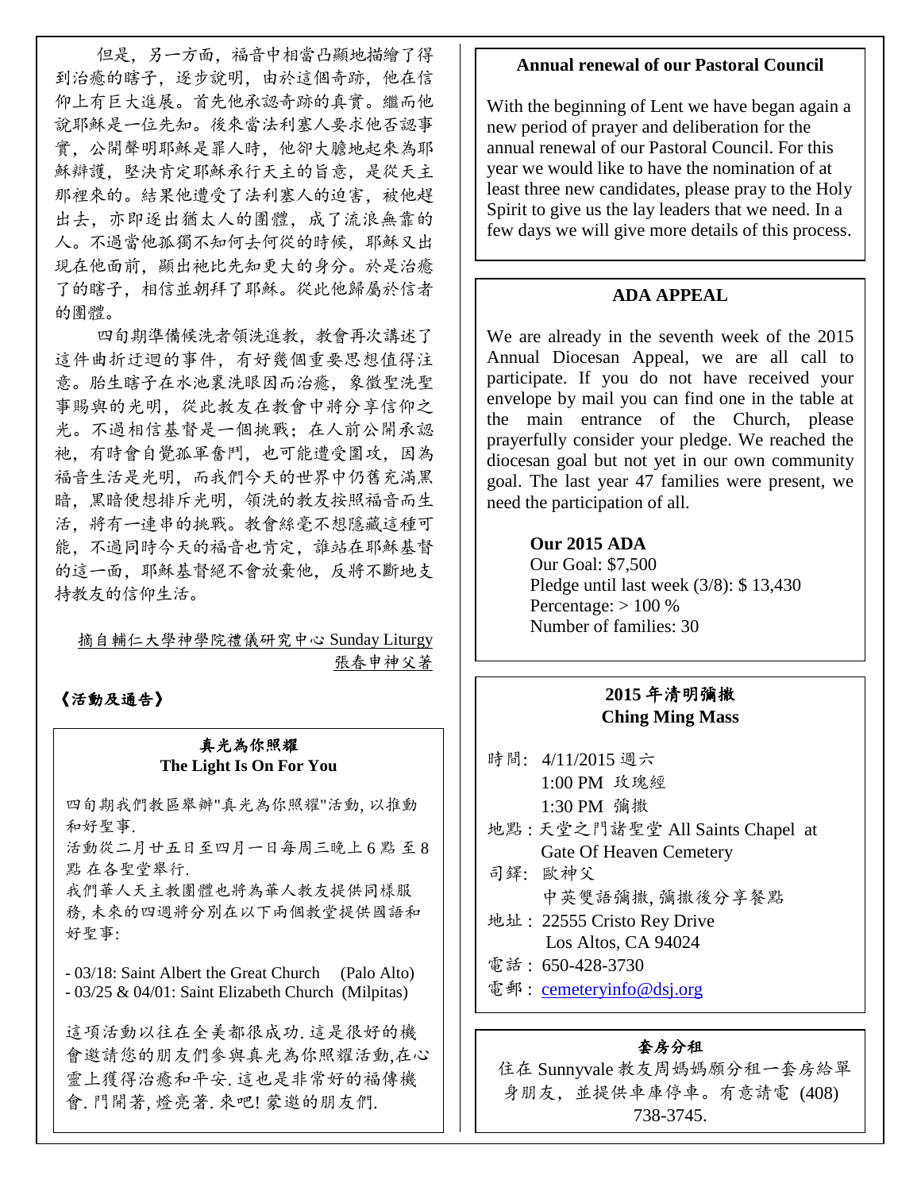但是，另一方面，福音中相當凸顯地描繪了得到治癒的瞎子，逐步說明，由於這個奇跡，他在信仰上有巨大進展。首先他承認奇跡的真實。繼而他說耶穌是一位先知。後來當法利塞人要求他否認事實，公開聲明耶穌是罪人時，他卻大膽地起來為耶穌辯護，堅決肯定耶穌承行天主的旨意，是從天主那裡來的。結果他遭受了法利塞人的迫害，被他趕出去，亦即逐出猶太人的團體，成了流浪無靠的人。不過當他孤獨不知何去何從的時候，耶穌又出現在他面前，顯出祂比先知更大的身分。於是治癒了的瞎子，相信並朝拜了耶穌。從此他歸屬於信者的團體。

四旬期準備候洗者領洗進教，教會再次講述了這件曲折迂迴的事件，有好幾個重要思想值得注意。胎生瞎子在水池裏洗眼因而治癒，象徵聖洗聖事賜與的光明，從此教友在教會中將分享信仰之光。不過相信基督是一個挑戰；在人前公開承認祂，有時會自覺孤軍奮鬥，也可能遭受圍攻，因為福音生活是光明，而我們今天的世界中仍舊充滿黑暗，黑暗便想排斥光明，領洗的教友按照福音而生活，將有一連串的挑戰。教會絲毫不想隱藏這種可能，不過同時今天的福音也肯定，誰站在耶穌基督的這一面，耶穌基督絕不會放棄他，反將不斷地支持教友的信仰生活。

摘自輔仁大學神學院禮儀研究中心 Sunday Liturgy
張春申神父著

**《活動及通告》**

**真光為你照耀**
**The Light Is On For You**

四旬期我們教區舉辦"真光為你照耀"活動, 以推動和好聖事.
活動從二月廿五日至四月一日每周三晚上 6 點 至 8 點 在各聖堂舉行.
我們華人天主教團體也將為華人教友提供同樣服務, 未來的四週將分別在以下兩個教堂提供國語和好聖事:

- 03/18: Saint Albert the Great Church (Palo Alto)
- 03/25 & 04/01: Saint Elizabeth Church (Milpitas)

這項活動以往在全美都很成功. 這是很好的機會邀請您的朋友們參與真光為你照耀活動,在心靈上獲得治癒和平安. 這也是非常好的福傳機會. 門開著, 燈亮著. 來吧! 蒙邀的朋友們.

**Annual renewal of our Pastoral Council**

With the beginning of Lent we have began again a new period of prayer and deliberation for the annual renewal of our Pastoral Council. For this year we would like to have the nomination of at least three new candidates, please pray to the Holy Spirit to give us the lay leaders that we need. In a few days we will give more details of this process.

**ADA APPEAL**

We are already in the seventh week of the 2015 Annual Diocesan Appeal, we are all call to participate. If you do not have received your envelope by mail you can find one in the table at the main entrance of the Church, please prayerfully consider your pledge. We reached the diocesan goal but not yet in our own community goal. The last year 47 families were present, we need the participation of all.

**Our 2015 ADA**
Our Goal: $7,500
Pledge until last week (3/8): $ 13,430
Percentage: > 100 %
Number of families: 30

**2015 年清明彌撒**
**Ching Ming Mass**

時間: 4/11/2015 週六
1:00 PM 玫瑰經
1:30 PM 彌撒
地點：天堂之門諸聖堂 All Saints Chapel at Gate Of Heaven Cemetery
司鐸: 歐神父
中英雙語彌撒, 彌撒後分享餐點
地址：22555 Cristo Rey Drive
Los Altos, CA 94024
電話：650-428-3730
電郵：cemeteryinfo@dsj.org

**套房分租**

住在 Sunnyvale 教友周媽媽願分租一套房給單身朋友，並提供車庫停車。有意請電 (408) 738-3745.